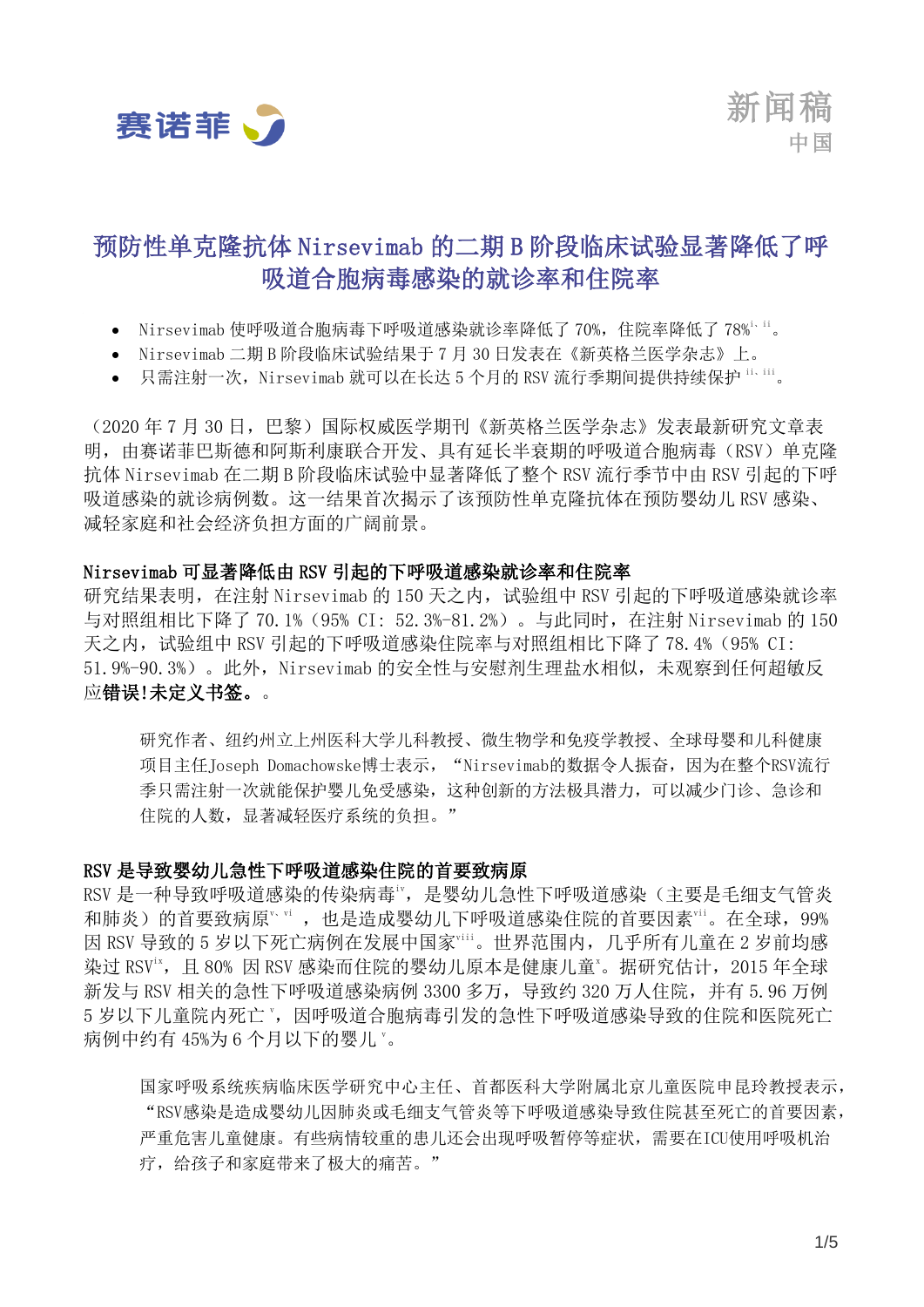赛诺菲

新闻稿
中国

# 预防性单克隆抗体 Nirsevimab 的二期 B 阶段临床试验显著降低了呼吸道合胞病毒感染的就诊率和住院率

- Nirsevimab 使呼吸道合胞病毒下呼吸道感染就诊率降低了 70%，住院率降低了 78%[i、ii]。
- Nirsevimab 二期 B 阶段临床试验结果于 7 月 30 日发表在《新英格兰医学杂志》上。
- 只需注射一次，Nirsevimab 就可以在长达 5 个月的 RSV 流行季期间提供持续保护[ii、iii]。

（2020 年 7 月 30 日，巴黎）国际权威医学期刊《新英格兰医学杂志》发表最新研究文章表明，由赛诺菲巴斯德和阿斯利康联合开发、具有延长半衰期的呼吸道合胞病毒（RSV）单克隆抗体 Nirsevimab 在二期 B 阶段临床试验中显著降低了整个 RSV 流行季节中由 RSV 引起的下呼吸道感染的就诊病例数。这一结果首次揭示了该预防性单克隆抗体在预防婴幼儿 RSV 感染、减轻家庭和社会经济负担方面的广阔前景。

**Nirsevimab 可显著降低由 RSV 引起的下呼吸道感染就诊率和住院率**

研究结果表明，在注射 Nirsevimab 的 150 天之内，试验组中 RSV 引起的下呼吸道感染就诊率与对照组相比下降了 70.1%（95% CI: 52.3%-81.2%）。与此同时，在注射 Nirsevimab 的 150 天之内，试验组中 RSV 引起的下呼吸道感染住院率与对照组相比下降了 78.4%（95% CI: 51.9%-90.3%）。此外，Nirsevimab 的安全性与安慰剂生理盐水相似，未观察到任何超敏反应**错误!未定义书签。**。

> 研究作者、纽约州立上州医科大学儿科教授、微生物学和免疫学教授、全球母婴和儿科健康项目主任Joseph Domachowske博士表示，“Nirsevimab的数据令人振奋，因为在整个RSV流行季只需注射一次就能保护婴儿免受感染，这种创新的方法极具潜力，可以减少门诊、急诊和住院的人数，显著减轻医疗系统的负担。”

**RSV 是导致婴幼儿急性下呼吸道感染住院的首要致病原**

RSV 是一种导致呼吸道感染的传染病毒[iv]，是婴幼儿急性下呼吸道感染（主要是毛细支气管炎和肺炎）的首要致病原[v、vi]，也是造成婴幼儿下呼吸道感染住院的首要因素[vii]。在全球，99% 因 RSV 导致的 5 岁以下死亡病例在发展中国家[viii]。世界范围内，几乎所有儿童在 2 岁前均感染过 RSV[ix]，且 80% 因 RSV 感染而住院的婴幼儿原本是健康儿童[x]。据研究估计，2015 年全球新发与 RSV 相关的急性下呼吸道感染病例 3300 多万，导致约 320 万人住院，并有 5.96 万例 5 岁以下儿童院内死亡[v]，因呼吸道合胞病毒引发的急性下呼吸道感染导致的住院和医院死亡病例中约有 45%为 6 个月以下的婴儿[v]。

> 国家呼吸系统疾病临床医学研究中心主任、首都医科大学附属北京儿童医院申昆玲教授表示，“RSV感染是造成婴幼儿因肺炎或毛细支气管炎等下呼吸道感染导致住院甚至死亡的首要因素，严重危害儿童健康。有些病情较重的患儿还会出现呼吸暂停等症状，需要在ICU使用呼吸机治疗，给孩子和家庭带来了极大的痛苦。”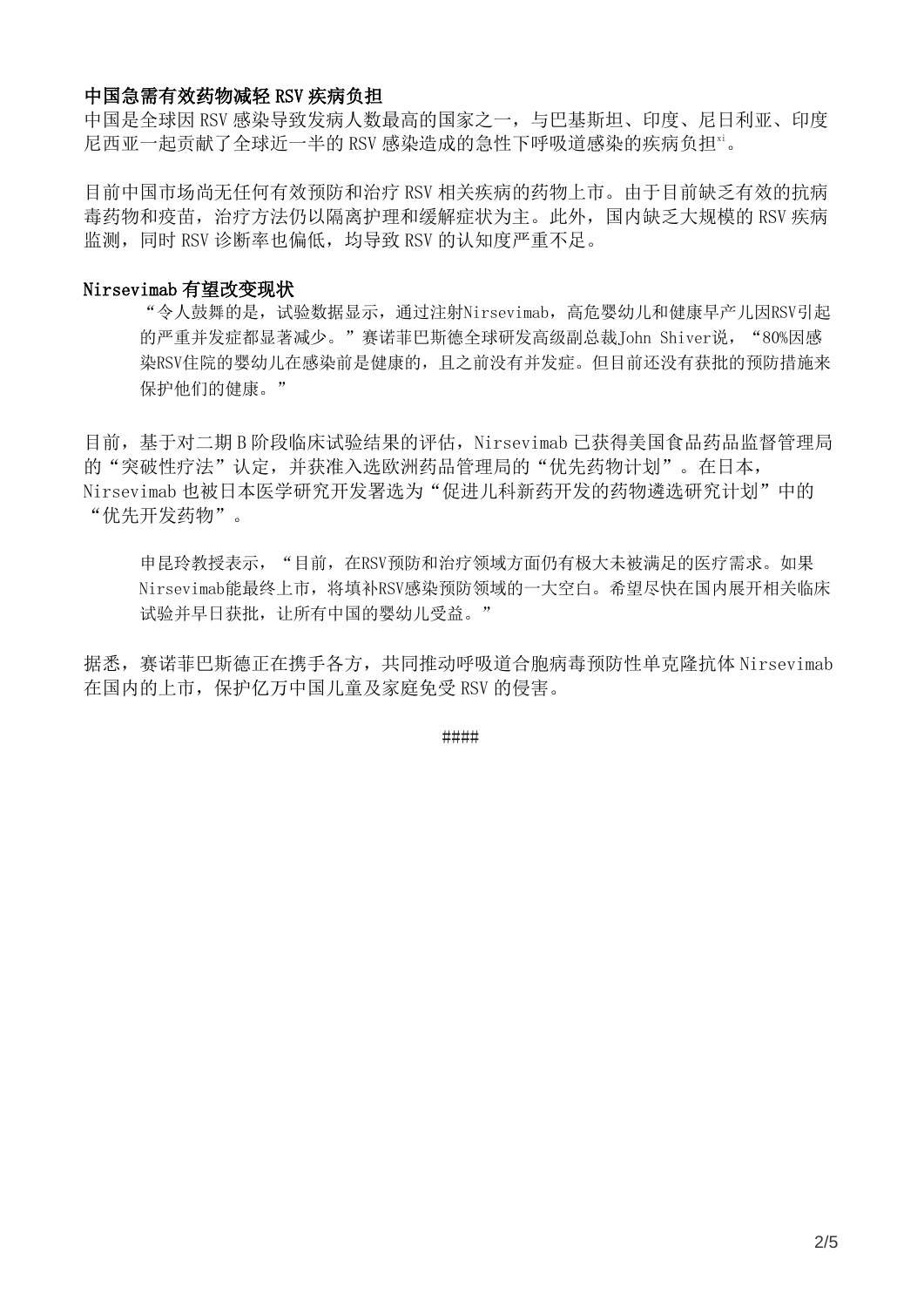**中国急需有效药物减轻 RSV 疾病负担**

中国是全球因 RSV 感染导致发病人数最高的国家之一，与巴基斯坦、印度、尼日利亚、印度尼西亚一起贡献了全球近一半的 RSV 感染造成的急性下呼吸道感染的疾病负担[xi]。

目前中国市场尚无任何有效预防和治疗 RSV 相关疾病的药物上市。由于目前缺乏有效的抗病毒药物和疫苗，治疗方法仍以隔离护理和缓解症状为主。此外，国内缺乏大规模的 RSV 疾病监测，同时 RSV 诊断率也偏低，均导致 RSV 的认知度严重不足。

**Nirsevimab 有望改变现状**

> “令人鼓舞的是，试验数据显示，通过注射Nirsevimab，高危婴幼儿和健康早产儿因RSV引起的严重并发症都显著减少。”赛诺菲巴斯德全球研发高级副总裁John Shiver说，“80%因感染RSV住院的婴幼儿在感染前是健康的，且之前没有并发症。但目前还没有获批的预防措施来保护他们的健康。”

目前，基于对二期 B 阶段临床试验结果的评估，Nirsevimab 已获得美国食品药品监督管理局的“突破性疗法”认定，并获准入选欧洲药品管理局的“优先药物计划”。在日本，Nirsevimab 也被日本医学研究开发署选为“促进儿科新药开发的药物遴选研究计划”中的“优先开发药物”。

> 申昆玲教授表示，“目前，在RSV预防和治疗领域方面仍有极大未被满足的医疗需求。如果Nirsevimab能最终上市，将填补RSV感染预防领域的一大空白。希望尽快在国内展开相关临床试验并早日获批，让所有中国的婴幼儿受益。”

据悉，赛诺菲巴斯德正在携手各方，共同推动呼吸道合胞病毒预防性单克隆抗体 Nirsevimab 在国内的上市，保护亿万中国儿童及家庭免受 RSV 的侵害。

####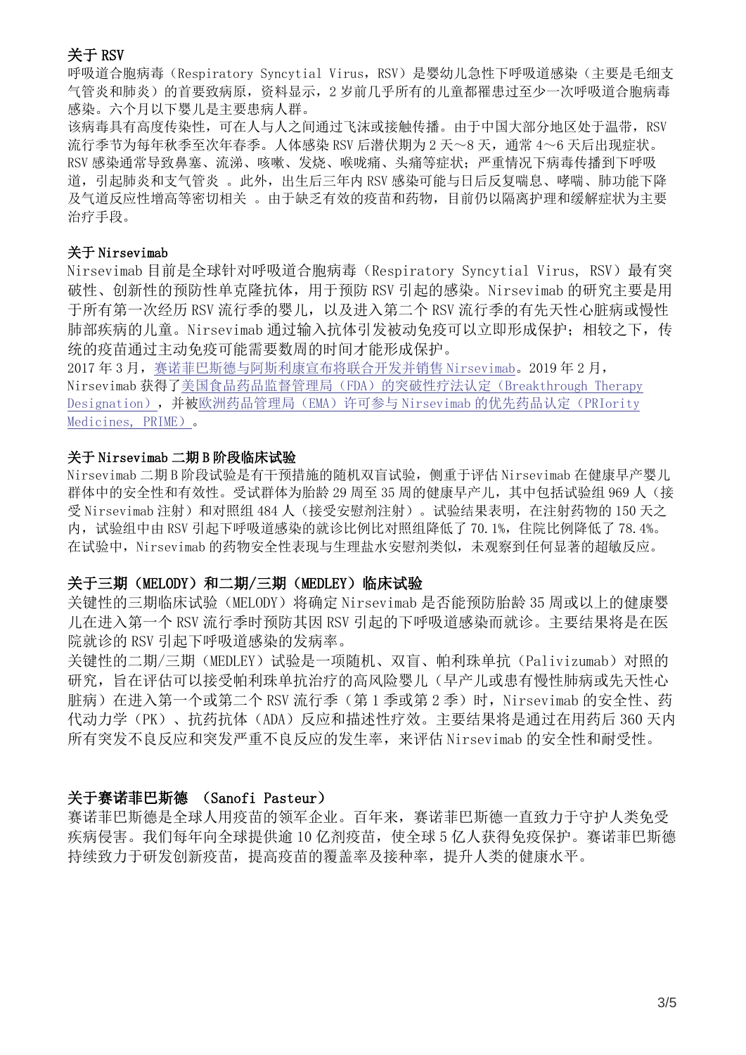## 关于 RSV

呼吸道合胞病毒（Respiratory Syncytial Virus，RSV）是婴幼儿急性下呼吸道感染（主要是毛细支气管炎和肺炎）的首要致病原，资料显示，2 岁前几乎所有的儿童都罹患过至少一次呼吸道合胞病毒感染。六个月以下婴儿是主要患病人群。

该病毒具有高度传染性，可在人与人之间通过飞沫或接触传播。由于中国大部分地区处于温带，RSV 流行季节为每年秋季至次年春季。人体感染 RSV 后潜伏期为 2 天～8 天，通常 4～6 天后出现症状。RSV 感染通常导致鼻塞、流涕、咳嗽、发烧、喉咙痛、头痛等症状；严重情况下病毒传播到下呼吸道，引起肺炎和支气管炎 。此外，出生后三年内 RSV 感染可能与日后反复喘息、哮喘、肺功能下降及气道反应性增高等密切相关 。由于缺乏有效的疫苗和药物，目前仍以隔离护理和缓解症状为主要治疗手段。

## 关于 Nirsevimab

Nirsevimab 目前是全球针对呼吸道合胞病毒（Respiratory Syncytial Virus, RSV）最有突破性、创新性的预防性单克隆抗体，用于预防 RSV 引起的感染。Nirsevimab 的研究主要是用于所有第一次经历 RSV 流行季的婴儿，以及进入第二个 RSV 流行季的有先天性心脏病或慢性肺部疾病的儿童。Nirsevimab 通过输入抗体引发被动免疫可以立即形成保护；相较之下，传统的疫苗通过主动免疫可能需要数周的时间才能形成保护。

2017 年 3 月，赛诺菲巴斯德与阿斯利康宣布将联合开发并销售 Nirsevimab。2019 年 2 月，Nirsevimab 获得了美国食品药品监督管理局（FDA）的突破性疗法认定（Breakthrough Therapy Designation），并被欧洲药品管理局（EMA）许可参与 Nirsevimab 的优先药品认定（PRIority Medicines, PRIME）。

## 关于 Nirsevimab 二期 B 阶段临床试验

Nirsevimab 二期 B 阶段试验是有干预措施的随机双盲试验，侧重于评估 Nirsevimab 在健康早产婴儿群体中的安全性和有效性。受试群体为胎龄 29 周至 35 周的健康早产儿，其中包括试验组 969 人（接受 Nirsevimab 注射）和对照组 484 人（接受安慰剂注射）。试验结果表明，在注射药物的 150 天之内，试验组中由 RSV 引起下呼吸道感染的就诊比例比对照组降低了 70.1%，住院比例降低了 78.4%。在试验中，Nirsevimab 的药物安全性表现与生理盐水安慰剂类似，未观察到任何显著的超敏反应。

## 关于三期（MELODY）和二期/三期（MEDLEY）临床试验

关键性的三期临床试验（MELODY）将确定 Nirsevimab 是否能预防胎龄 35 周或以上的健康婴儿在进入第一个 RSV 流行季时预防其因 RSV 引起的下呼吸道感染而就诊。主要结果将是在医院就诊的 RSV 引起下呼吸道感染的发病率。

关键性的二期/三期（MEDLEY）试验是一项随机、双盲、帕利珠单抗（Palivizumab）对照的研究，旨在评估可以接受帕利珠单抗治疗的高风险婴儿（早产儿或患有慢性肺病或先天性心脏病）在进入第一个或第二个 RSV 流行季（第 1 季或第 2 季）时，Nirsevimab 的安全性、药代动力学（PK）、抗药抗体（ADA）反应和描述性疗效。主要结果将是通过在用药后 360 天内所有突发不良反应和突发严重不良反应的发生率，来评估 Nirsevimab 的安全性和耐受性。

## 关于赛诺菲巴斯德 （Sanofi Pasteur）

赛诺菲巴斯德是全球人用疫苗的领军企业。百年来，赛诺菲巴斯德一直致力于守护人类免受疾病侵害。我们每年向全球提供逾 10 亿剂疫苗，使全球 5 亿人获得免疫保护。赛诺菲巴斯德持续致力于研发创新疫苗，提高疫苗的覆盖率及接种率，提升人类的健康水平。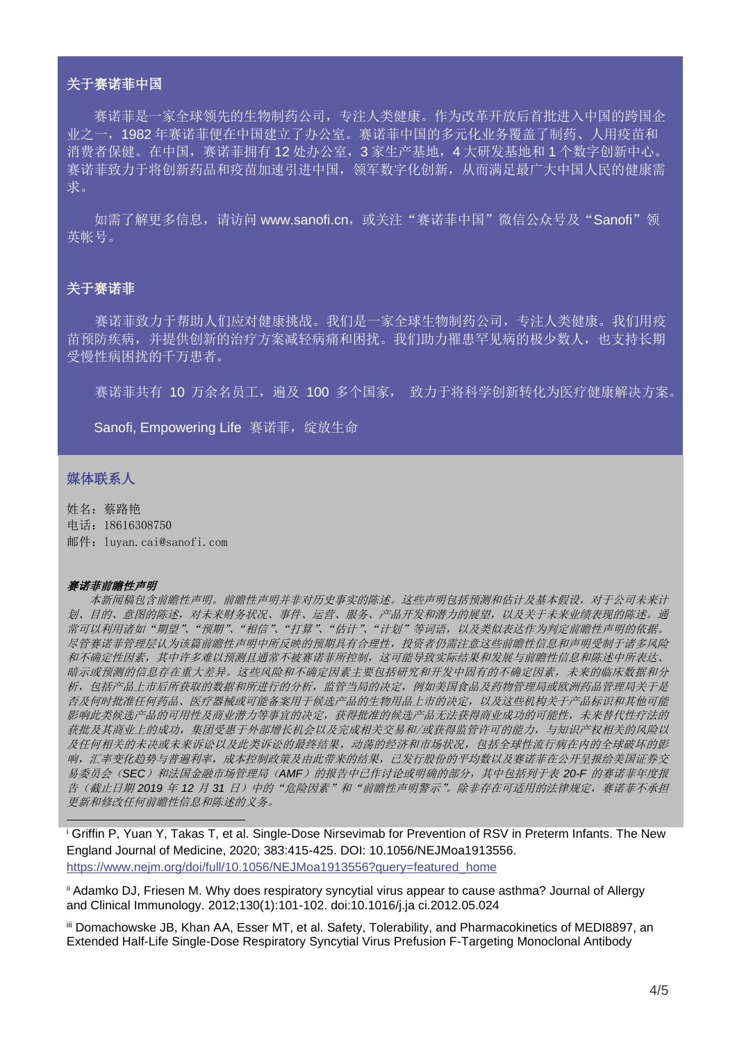## 关于赛诺菲中国

赛诺菲是一家全球领先的生物制药公司，专注人类健康。作为改革开放后首批进入中国的跨国企业之一，1982 年赛诺菲便在中国建立了办公室。赛诺菲中国的多元化业务覆盖了制药、人用疫苗和消费者保健。在中国，赛诺菲拥有 12 处办公室，3 家生产基地，4 大研发基地和 1 个数字创新中心。赛诺菲致力于将创新药品和疫苗加速引进中国，领军数字化创新，从而满足最广大中国人民的健康需求。

如需了解更多信息，请访问 www.sanofi.cn，或关注“赛诺菲中国”微信公众号及“Sanofi”领英帐号。

## 关于赛诺菲

赛诺菲致力于帮助人们应对健康挑战。我们是一家全球生物制药公司，专注人类健康。我们用疫苗预防疾病，并提供创新的治疗方案减轻病痛和困扰。我们助力罹患罕见病的极少数人，也支持长期受慢性病困扰的千万患者。

赛诺菲共有 10 万余名员工，遍及 100 多个国家， 致力于将科学创新转化为医疗健康解决方案。

Sanofi, Empowering Life 赛诺菲，绽放生命

## 媒体联系人

姓名：蔡路艳
电话：18616308750
邮件：luyan.cai@sanofi.com

***赛诺菲前瞻性声明***

*本新闻稿包含前瞻性声明。前瞻性声明并非对历史事实的陈述。这些声明包括预测和估计及基本假设，对于公司未来计划、目的、意图的陈述，对未来财务状况、事件、运营、服务、产品开发和潜力的展望，以及关于未来业绩表现的陈述。通常可以利用诸如“期望”、“预期”、“相信”、“打算”、“估计”、“计划”等词语，以及类似表达作为判定前瞻性声明的依据。尽管赛诺菲管理层认为该篇前瞻性声明中所反映的预期具有合理性，投资者仍需注意这些前瞻性信息和声明受制于诸多风险和不确定性因素，其中许多难以预测且通常不被赛诺菲所控制，这可能导致实际结果和发展与前瞻性信息和陈述中所表达、暗示或预测的信息存在重大差异。这些风险和不确定因素主要包括研究和开发中固有的不确定因素，未来的临床数据和分析，包括产品上市后所获取的数据和所进行的分析，监管当局的决定，例如美国食品及药物管理局或欧洲药品管理局关于是否及何时批准任何药品、医疗器械或可能备案用于候选产品的生物用品上市的决定，以及这些机构关于产品标识和其他可能影响此类候选产品的可用性及商业潜力等事宜的决定，获得批准的候选产品无法获得商业成功的可能性，未来替代性疗法的获批及其商业上的成功，集团受惠于外部增长机会以及完成相关交易和/或获得监管许可的能力，与知识产权相关的风险以及任何相关的未决或未来诉讼以及此类诉讼的最终结果，动荡的经济和市场状况，包括全球性流行病在内的全球破坏的影响，汇率变化趋势与普遍利率，成本控制政策及由此带来的结果，已发行股份的平均数以及赛诺菲在公开呈报给美国证券交易委员会（SEC）和法国金融市场管理局（AMF）的报告中已作讨论或明确的部分，其中包括列于表 20-F 的赛诺菲年度报告（截止日期 2019 年 12 月 31 日）中的“危险因素”和“前瞻性声明警示”。除非存在可适用的法律规定，赛诺菲不承担更新和修改任何前瞻性信息和陈述的义务。*

---

[i] Griffin P, Yuan Y, Takas T, et al. Single-Dose Nirsevimab for Prevention of RSV in Preterm Infants. The New England Journal of Medicine, 2020; 383:415-425. DOI: 10.1056/NEJMoa1913556. https://www.nejm.org/doi/full/10.1056/NEJMoa1913556?query=featured_home

[ii] Adamko DJ, Friesen M. Why does respiratory syncytial virus appear to cause asthma? Journal of Allergy and Clinical Immunology. 2012;130(1):101-102. doi:10.1016/j.ja ci.2012.05.024

[iii] Domachowske JB, Khan AA, Esser MT, et al. Safety, Tolerability, and Pharmacokinetics of MEDI8897, an Extended Half-Life Single-Dose Respiratory Syncytial Virus Prefusion F-Targeting Monoclonal Antibody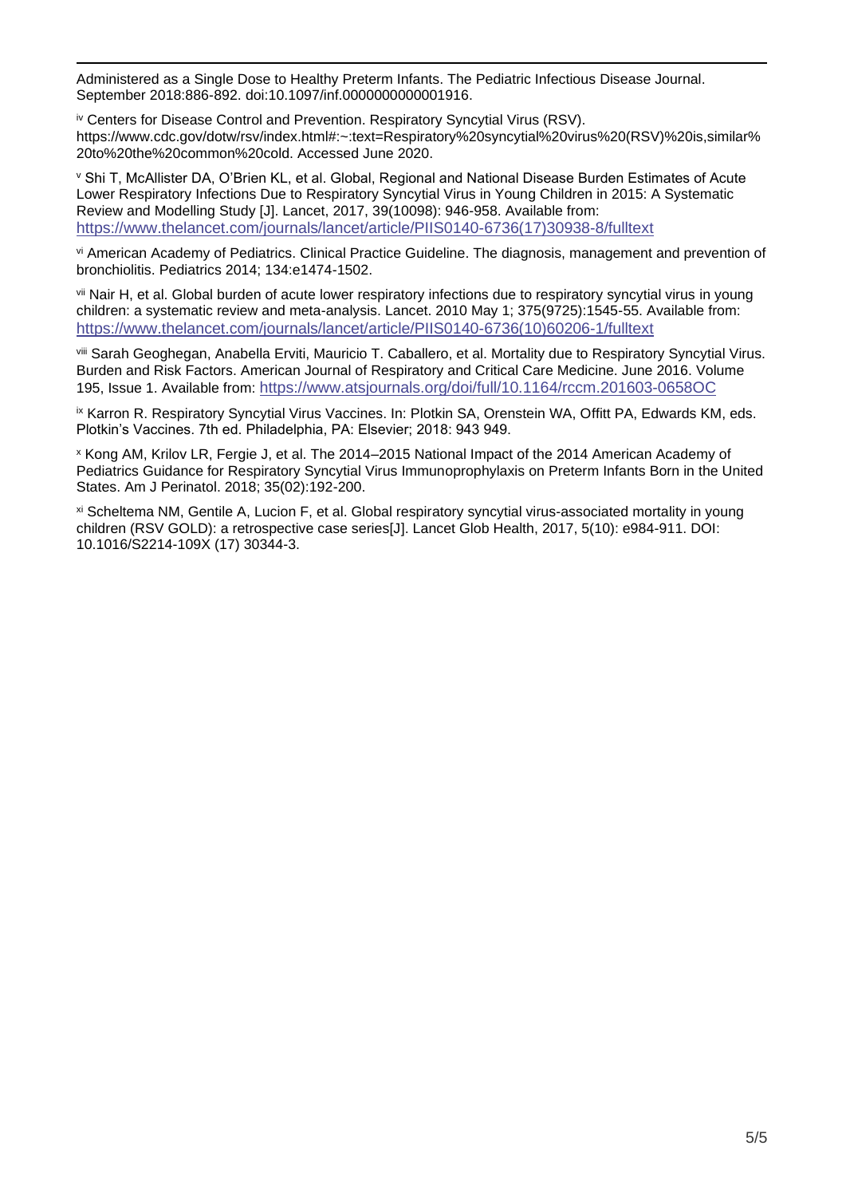Administered as a Single Dose to Healthy Preterm Infants. The Pediatric Infectious Disease Journal. September 2018:886-892. doi:10.1097/inf.0000000000001916.

[iv] Centers for Disease Control and Prevention. Respiratory Syncytial Virus (RSV). https://www.cdc.gov/dotw/rsv/index.html#:~:text=Respiratory%20syncytial%20virus%20(RSV)%20is,similar%20to%20the%20common%20cold. Accessed June 2020.

[v] Shi T, McAllister DA, O'Brien KL, et al. Global, Regional and National Disease Burden Estimates of Acute Lower Respiratory Infections Due to Respiratory Syncytial Virus in Young Children in 2015: A Systematic Review and Modelling Study [J]. Lancet, 2017, 39(10098): 946-958. Available from: https://www.thelancet.com/journals/lancet/article/PIIS0140-6736(17)30938-8/fulltext

[vi] American Academy of Pediatrics. Clinical Practice Guideline. The diagnosis, management and prevention of bronchiolitis. Pediatrics 2014; 134:e1474-1502.

[vii] Nair H, et al. Global burden of acute lower respiratory infections due to respiratory syncytial virus in young children: a systematic review and meta-analysis. Lancet. 2010 May 1; 375(9725):1545-55. Available from: https://www.thelancet.com/journals/lancet/article/PIIS0140-6736(10)60206-1/fulltext

[viii] Sarah Geoghegan, Anabella Erviti, Mauricio T. Caballero, et al. Mortality due to Respiratory Syncytial Virus. Burden and Risk Factors. American Journal of Respiratory and Critical Care Medicine. June 2016. Volume 195, Issue 1. Available from: https://www.atsjournals.org/doi/full/10.1164/rccm.201603-0658OC

[ix] Karron R. Respiratory Syncytial Virus Vaccines. In: Plotkin SA, Orenstein WA, Offitt PA, Edwards KM, eds. Plotkin's Vaccines. 7th ed. Philadelphia, PA: Elsevier; 2018: 943 949.

[x] Kong AM, Krilov LR, Fergie J, et al. The 2014–2015 National Impact of the 2014 American Academy of Pediatrics Guidance for Respiratory Syncytial Virus Immunoprophylaxis on Preterm Infants Born in the United States. Am J Perinatol. 2018; 35(02):192-200.

[xi] Scheltema NM, Gentile A, Lucion F, et al. Global respiratory syncytial virus-associated mortality in young children (RSV GOLD): a retrospective case series[J]. Lancet Glob Health, 2017, 5(10): e984-911. DOI: 10.1016/S2214-109X (17) 30344-3.